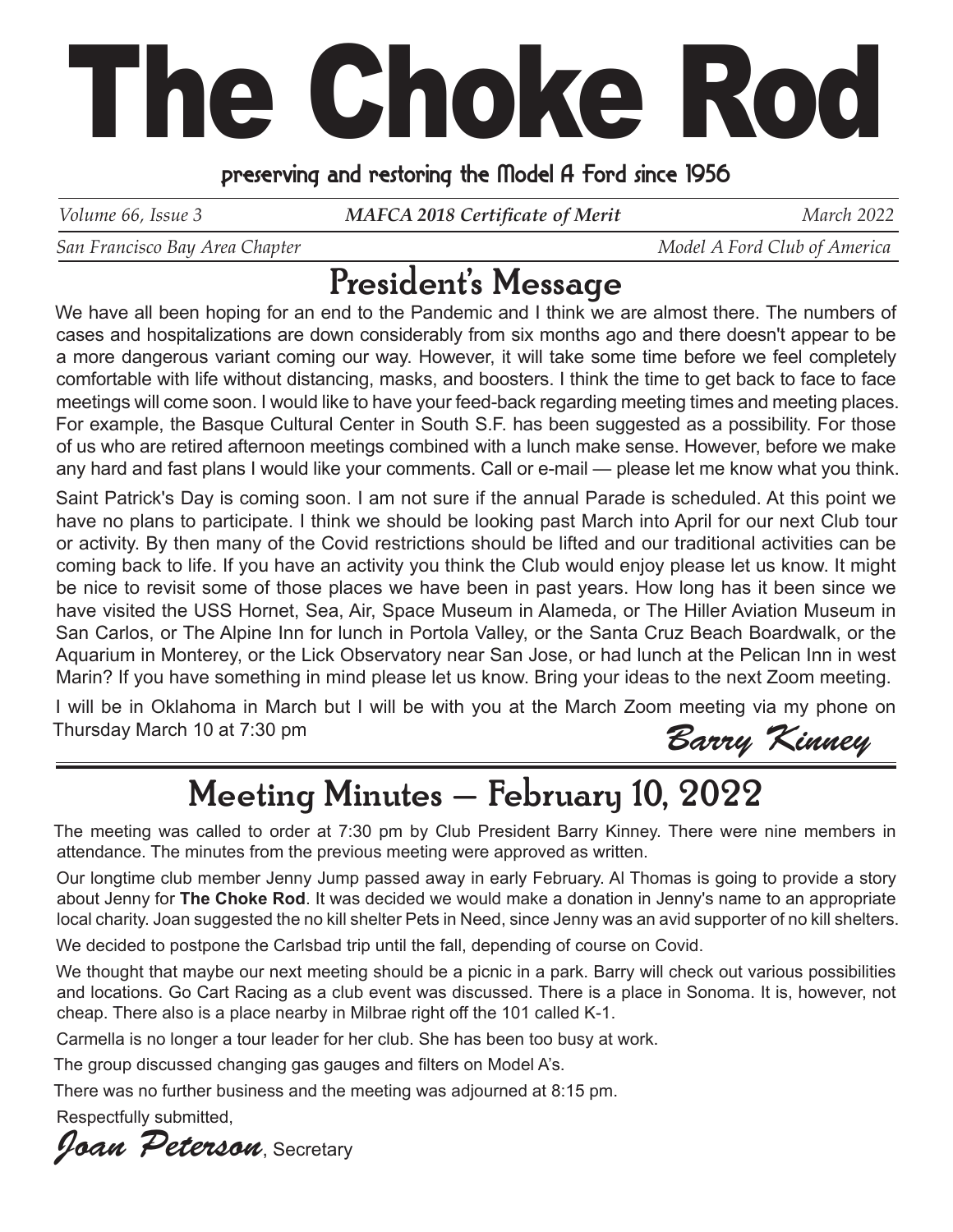# The Choke Rod

preserving and restoring the Model A Ford since 1956

*Volume 66, Issue 3* | ***MAFCA 2018 Certificate of Merit*** | *March 2022*

*San Francisco Bay Area Chapter* | *Model A Ford Club of America*

## President's Message

We have all been hoping for an end to the Pandemic and I think we are almost there. The numbers of cases and hospitalizations are down considerably from six months ago and there doesn't appear to be a more dangerous variant coming our way. However, it will take some time before we feel completely comfortable with life without distancing, masks, and boosters. I think the time to get back to face to face meetings will come soon. I would like to have your feed-back regarding meeting times and meeting places. For example, the Basque Cultural Center in South S.F. has been suggested as a possibility. For those of us who are retired afternoon meetings combined with a lunch make sense. However, before we make any hard and fast plans I would like your comments. Call or e-mail — please let me know what you think.

Saint Patrick's Day is coming soon. I am not sure if the annual Parade is scheduled. At this point we have no plans to participate. I think we should be looking past March into April for our next Club tour or activity. By then many of the Covid restrictions should be lifted and our traditional activities can be coming back to life. If you have an activity you think the Club would enjoy please let us know. It might be nice to revisit some of those places we have been in past years. How long has it been since we have visited the USS Hornet, Sea, Air, Space Museum in Alameda, or The Hiller Aviation Museum in San Carlos, or The Alpine Inn for lunch in Portola Valley, or the Santa Cruz Beach Boardwalk, or the Aquarium in Monterey, or the Lick Observatory near San Jose, or had lunch at the Pelican Inn in west Marin? If you have something in mind please let us know. Bring your ideas to the next Zoom meeting.

I will be in Oklahoma in March but I will be with you at the March Zoom meeting via my phone on Thursday March 10 at 7:30 pm

*Barry Kinney*

## Meeting Minutes — February 10, 2022

The meeting was called to order at 7:30 pm by Club President Barry Kinney. There were nine members in attendance. The minutes from the previous meeting were approved as written.

Our longtime club member Jenny Jump passed away in early February. Al Thomas is going to provide a story about Jenny for **The Choke Rod**. It was decided we would make a donation in Jenny's name to an appropriate local charity. Joan suggested the no kill shelter Pets in Need, since Jenny was an avid supporter of no kill shelters.

We decided to postpone the Carlsbad trip until the fall, depending of course on Covid.

We thought that maybe our next meeting should be a picnic in a park. Barry will check out various possibilities and locations. Go Cart Racing as a club event was discussed. There is a place in Sonoma. It is, however, not cheap. There also is a place nearby in Milbrae right off the 101 called K-1.

Carmella is no longer a tour leader for her club. She has been too busy at work.

The group discussed changing gas gauges and filters on Model A's.

There was no further business and the meeting was adjourned at 8:15 pm.

Respectfully submitted,

*Joan Peterson*, Secretary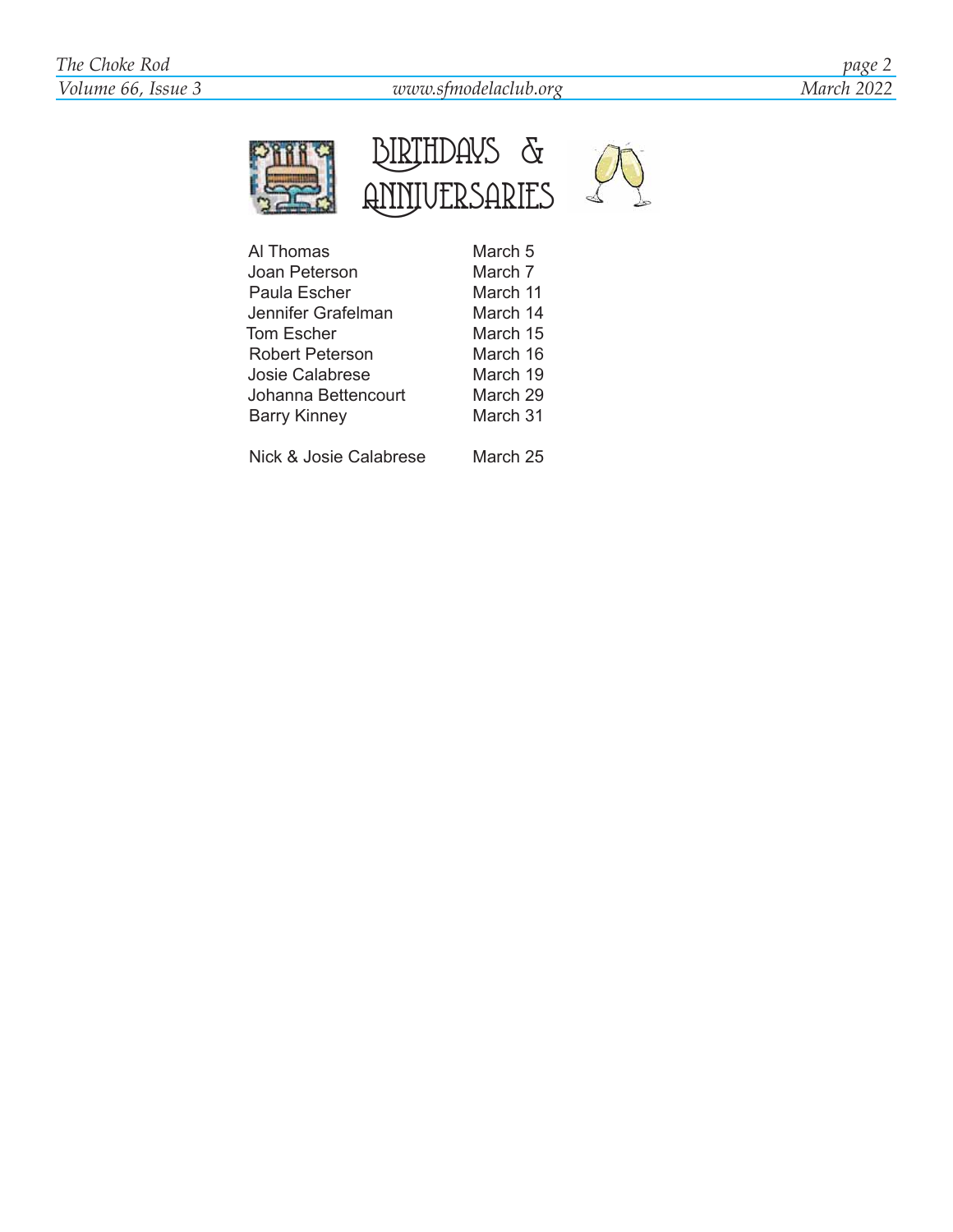# Birthdays & Anniversaries

| | |
|---|---|
| Al Thomas | March 5 |
| Joan Peterson | March 7 |
| Paula Escher | March 11 |
| Jennifer Grafelman | March 14 |
| Tom Escher | March 15 |
| Robert Peterson | March 16 |
| Josie Calabrese | March 19 |
| Johanna Bettencourt | March 29 |
| Barry Kinney | March 31 |

| | |
|---|---|
| Nick & Josie Calabrese | March 25 |